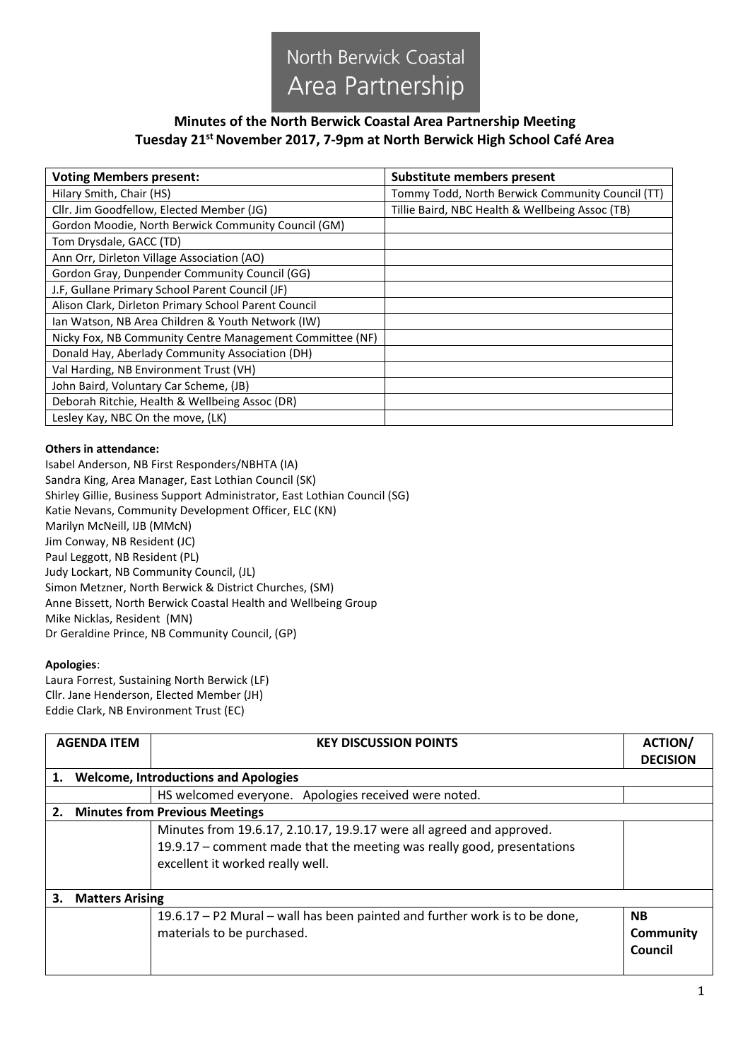# North Berwick Coastal Area Partnership

## Minutes of the North Berwick Coastal Area Partnership Meeting
## Tuesday 21st November 2017, 7-9pm at North Berwick High School Café Area

| Voting Members present: | Substitute members present |
|---|---|
| Hilary Smith, Chair (HS) | Tommy Todd, North Berwick Community Council (TT) |
| Cllr. Jim Goodfellow, Elected Member (JG) | Tillie Baird, NBC Health & Wellbeing Assoc (TB) |
| Gordon Moodie, North Berwick Community Council (GM) | |
| Tom Drysdale, GACC (TD) | |
| Ann Orr, Dirleton Village Association (AO) | |
| Gordon Gray, Dunpender Community Council (GG) | |
| J.F, Gullane Primary School Parent Council (JF) | |
| Alison Clark, Dirleton Primary School Parent Council | |
| Ian Watson, NB Area Children & Youth Network (IW) | |
| Nicky Fox, NB Community Centre Management Committee (NF) | |
| Donald Hay, Aberlady Community Association (DH) | |
| Val Harding, NB Environment Trust (VH) | |
| John Baird, Voluntary Car Scheme, (JB) | |
| Deborah Ritchie, Health & Wellbeing Assoc (DR) | |
| Lesley Kay, NBC On the move, (LK) | |

**Others in attendance:**

Isabel Anderson, NB First Responders/NBHTA (IA)
Sandra King, Area Manager, East Lothian Council (SK)
Shirley Gillie, Business Support Administrator, East Lothian Council (SG)
Katie Nevans, Community Development Officer, ELC (KN)
Marilyn McNeill, IJB (MMcN)
Jim Conway, NB Resident (JC)
Paul Leggott, NB Resident (PL)
Judy Lockart, NB Community Council, (JL)
Simon Metzner, North Berwick & District Churches, (SM)
Anne Bissett, North Berwick Coastal Health and Wellbeing Group
Mike Nicklas, Resident (MN)
Dr Geraldine Prince, NB Community Council, (GP)

**Apologies**:

Laura Forrest, Sustaining North Berwick (LF)
Cllr. Jane Henderson, Elected Member (JH)
Eddie Clark, NB Environment Trust (EC)

| AGENDA ITEM | KEY DISCUSSION POINTS | ACTION/ DECISION |
|---|---|---|
| **1. Welcome, Introductions and Apologies** | | |
| | HS welcomed everyone. Apologies received were noted. | |
| **2. Minutes from Previous Meetings** | | |
| | Minutes from 19.6.17, 2.10.17, 19.9.17 were all agreed and approved.<br>19.9.17 – comment made that the meeting was really good, presentations excellent it worked really well. | |
| **3. Matters Arising** | | |
| | 19.6.17 – P2 Mural – wall has been painted and further work is to be done, materials to be purchased. | **NB Community Council** |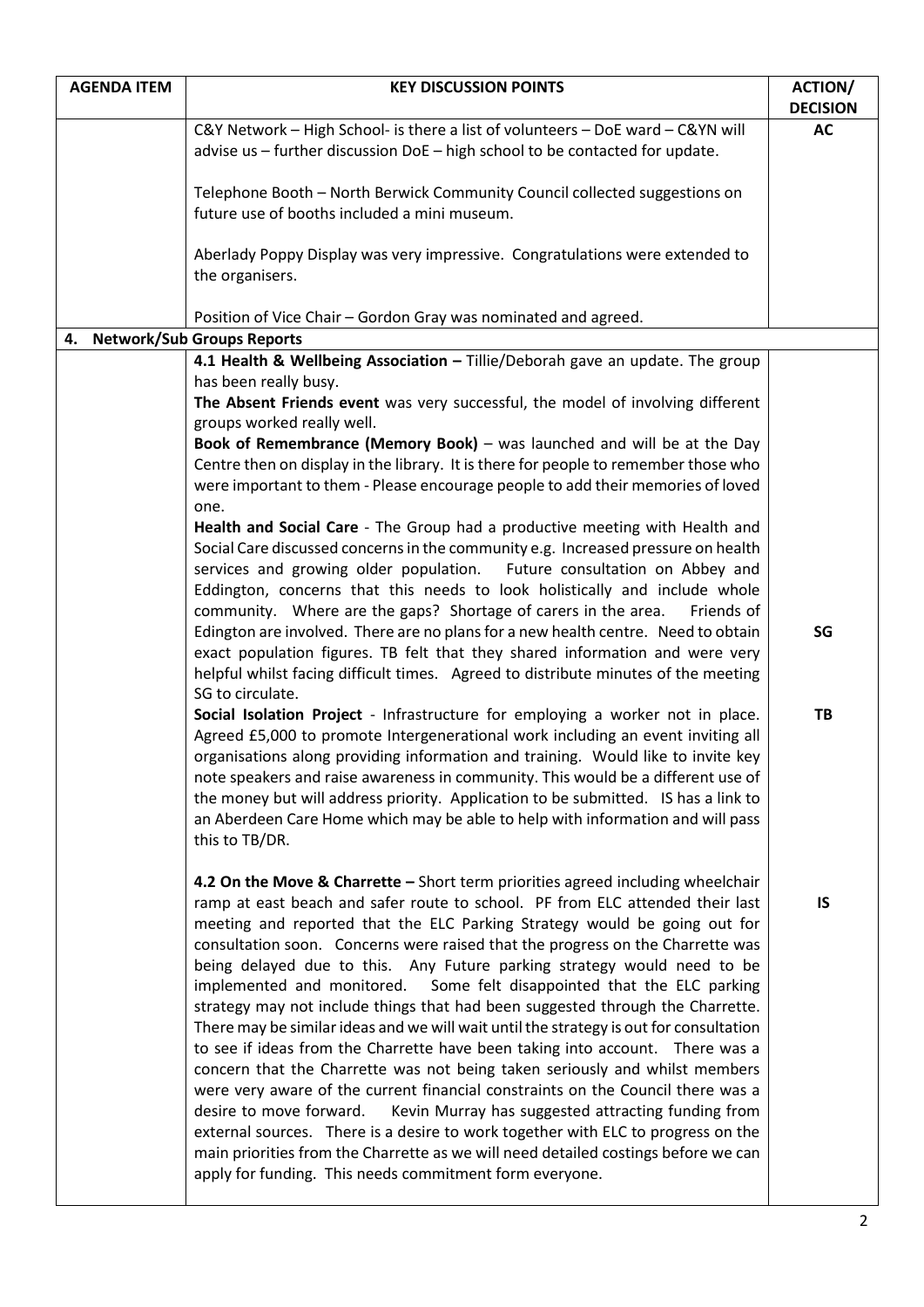| AGENDA ITEM | KEY DISCUSSION POINTS | ACTION/ DECISION |
|---|---|---|
| | C&Y Network – High School- is there a list of volunteers – DoE ward – C&YN will advise us – further discussion DoE – high school to be contacted for update.<br><br>Telephone Booth – North Berwick Community Council collected suggestions on future use of booths included a mini museum.<br><br>Aberlady Poppy Display was very impressive. Congratulations were extended to the organisers.<br><br>Position of Vice Chair – Gordon Gray was nominated and agreed. | **AC** |
| **4. Network/Sub Groups Reports** | | |
| | **4.1 Health & Wellbeing Association –** Tillie/Deborah gave an update. The group has been really busy.<br>**The Absent Friends event** was very successful, the model of involving different groups worked really well.<br>**Book of Remembrance (Memory Book)** – was launched and will be at the Day Centre then on display in the library. It is there for people to remember those who were important to them - Please encourage people to add their memories of loved one.<br>**Health and Social Care** - The Group had a productive meeting with Health and Social Care discussed concerns in the community e.g. Increased pressure on health services and growing older population. Future consultation on Abbey and Eddington, concerns that this needs to look holistically and include whole community. Where are the gaps? Shortage of carers in the area. Friends of Edington are involved. There are no plans for a new health centre. Need to obtain exact population figures. TB felt that they shared information and were very helpful whilst facing difficult times. Agreed to distribute minutes of the meeting SG to circulate.<br>**Social Isolation Project** - Infrastructure for employing a worker not in place. Agreed £5,000 to promote Intergenerational work including an event inviting all organisations along providing information and training. Would like to invite key note speakers and raise awareness in community. This would be a different use of the money but will address priority. Application to be submitted. IS has a link to an Aberdeen Care Home which may be able to help with information and will pass this to TB/DR. | **SG**<br><br>**TB** |
| | **4.2 On the Move & Charrette –** Short term priorities agreed including wheelchair ramp at east beach and safer route to school. PF from ELC attended their last meeting and reported that the ELC Parking Strategy would be going out for consultation soon. Concerns were raised that the progress on the Charrette was being delayed due to this. Any Future parking strategy would need to be implemented and monitored. Some felt disappointed that the ELC parking strategy may not include things that had been suggested through the Charrette. There may be similar ideas and we will wait until the strategy is out for consultation to see if ideas from the Charrette have been taking into account. There was a concern that the Charrette was not being taken seriously and whilst members were very aware of the current financial constraints on the Council there was a desire to move forward. Kevin Murray has suggested attracting funding from external sources. There is a desire to work together with ELC to progress on the main priorities from the Charrette as we will need detailed costings before we can apply for funding. This needs commitment form everyone. | **IS** |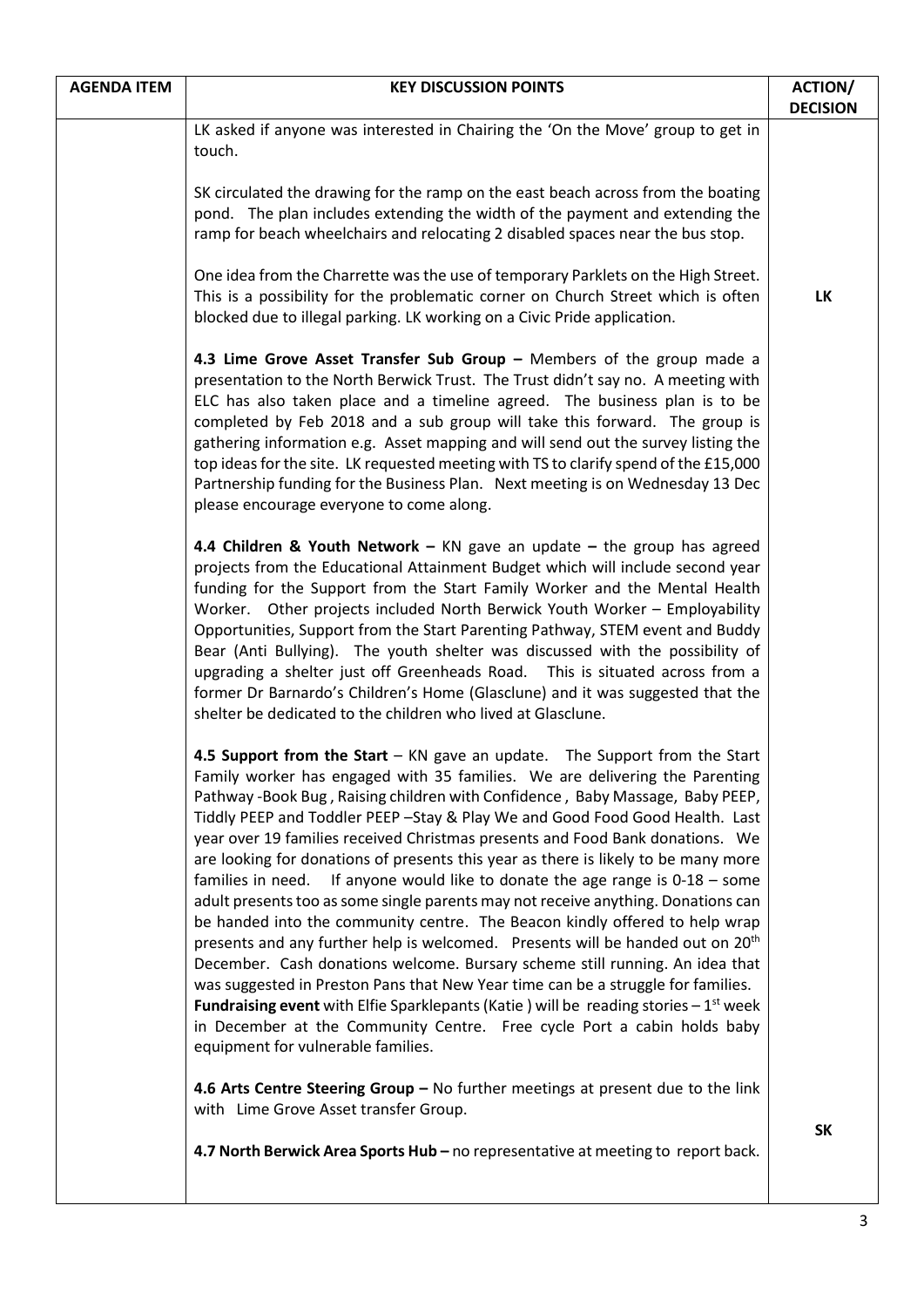| AGENDA ITEM | KEY DISCUSSION POINTS | ACTION/ DECISION |
|---|---|---|
| | LK asked if anyone was interested in Chairing the 'On the Move' group to get in touch.<br><br>SK circulated the drawing for the ramp on the east beach across from the boating pond. The plan includes extending the width of the payment and extending the ramp for beach wheelchairs and relocating 2 disabled spaces near the bus stop.<br><br>One idea from the Charrette was the use of temporary Parklets on the High Street. This is a possibility for the problematic corner on Church Street which is often blocked due to illegal parking. LK working on a Civic Pride application.<br><br>**4.3 Lime Grove Asset Transfer Sub Group –** Members of the group made a presentation to the North Berwick Trust. The Trust didn't say no. A meeting with ELC has also taken place and a timeline agreed. The business plan is to be completed by Feb 2018 and a sub group will take this forward. The group is gathering information e.g. Asset mapping and will send out the survey listing the top ideas for the site. LK requested meeting with TS to clarify spend of the £15,000 Partnership funding for the Business Plan. Next meeting is on Wednesday 13 Dec please encourage everyone to come along.<br><br>**4.4 Children & Youth Network –** KN gave an update **–** the group has agreed projects from the Educational Attainment Budget which will include second year funding for the Support from the Start Family Worker and the Mental Health Worker. Other projects included North Berwick Youth Worker – Employability Opportunities, Support from the Start Parenting Pathway, STEM event and Buddy Bear (Anti Bullying). The youth shelter was discussed with the possibility of upgrading a shelter just off Greenheads Road. This is situated across from a former Dr Barnardo's Children's Home (Glasclune) and it was suggested that the shelter be dedicated to the children who lived at Glasclune.<br><br>**4.5 Support from the Start** – KN gave an update. The Support from the Start Family worker has engaged with 35 families. We are delivering the Parenting Pathway -Book Bug , Raising children with Confidence , Baby Massage, Baby PEEP, Tiddly PEEP and Toddler PEEP –Stay & Play We and Good Food Good Health. Last year over 19 families received Christmas presents and Food Bank donations. We are looking for donations of presents this year as there is likely to be many more families in need. If anyone would like to donate the age range is 0-18 – some adult presents too as some single parents may not receive anything. Donations can be handed into the community centre. The Beacon kindly offered to help wrap presents and any further help is welcomed. Presents will be handed out on 20th December. Cash donations welcome. Bursary scheme still running. An idea that was suggested in Preston Pans that New Year time can be a struggle for families. **Fundraising event** with Elfie Sparklepants (Katie ) will be reading stories – 1st week in December at the Community Centre. Free cycle Port a cabin holds baby equipment for vulnerable families.<br><br>**4.6 Arts Centre Steering Group –** No further meetings at present due to the link with Lime Grove Asset transfer Group.<br><br>**4.7 North Berwick Area Sports Hub –** no representative at meeting to report back. | **LK**<br><br>**SK** |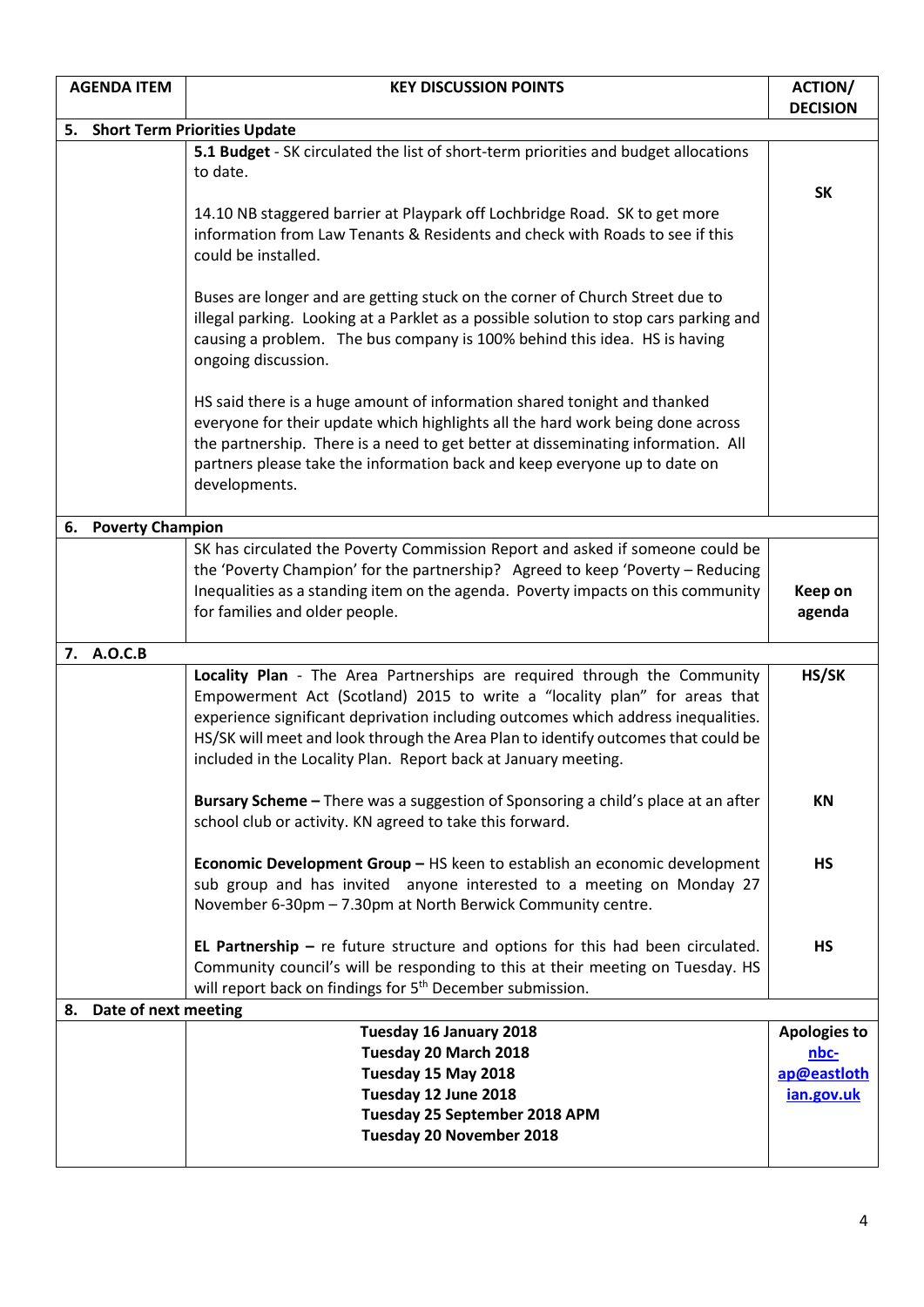| AGENDA ITEM | KEY DISCUSSION POINTS | ACTION/ DECISION |
|---|---|---|
| **5. Short Term Priorities Update** | | |
| | **5.1 Budget** - SK circulated the list of short-term priorities and budget allocations to date.<br><br>14.10 NB staggered barrier at Playpark off Lochbridge Road. SK to get more information from Law Tenants & Residents and check with Roads to see if this could be installed.<br><br>Buses are longer and are getting stuck on the corner of Church Street due to illegal parking. Looking at a Parklet as a possible solution to stop cars parking and causing a problem. The bus company is 100% behind this idea. HS is having ongoing discussion.<br><br>HS said there is a huge amount of information shared tonight and thanked everyone for their update which highlights all the hard work being done across the partnership. There is a need to get better at disseminating information. All partners please take the information back and keep everyone up to date on developments. | **SK** |
| **6. Poverty Champion** | | |
| | SK has circulated the Poverty Commission Report and asked if someone could be the 'Poverty Champion' for the partnership? Agreed to keep 'Poverty – Reducing Inequalities as a standing item on the agenda. Poverty impacts on this community for families and older people. | **Keep on agenda** |
| **7. A.O.C.B** | | |
| | **Locality Plan** - The Area Partnerships are required through the Community Empowerment Act (Scotland) 2015 to write a "locality plan" for areas that experience significant deprivation including outcomes which address inequalities. HS/SK will meet and look through the Area Plan to identify outcomes that could be included in the Locality Plan. Report back at January meeting. | **HS/SK** |
| | **Bursary Scheme –** There was a suggestion of Sponsoring a child's place at an after school club or activity. KN agreed to take this forward. | **KN** |
| | **Economic Development Group –** HS keen to establish an economic development sub group and has invited anyone interested to a meeting on Monday 27 November 6-30pm – 7.30pm at North Berwick Community centre. | **HS** |
| | **EL Partnership –** re future structure and options for this had been circulated. Community council's will be responding to this at their meeting on Tuesday. HS will report back on findings for 5th December submission. | **HS** |
| **8. Date of next meeting** | | |
| | **Tuesday 16 January 2018**<br>**Tuesday 20 March 2018**<br>**Tuesday 15 May 2018**<br>**Tuesday 12 June 2018**<br>**Tuesday 25 September 2018 APM**<br>**Tuesday 20 November 2018** | **Apologies to nbc-ap@eastlothian.gov.uk** |